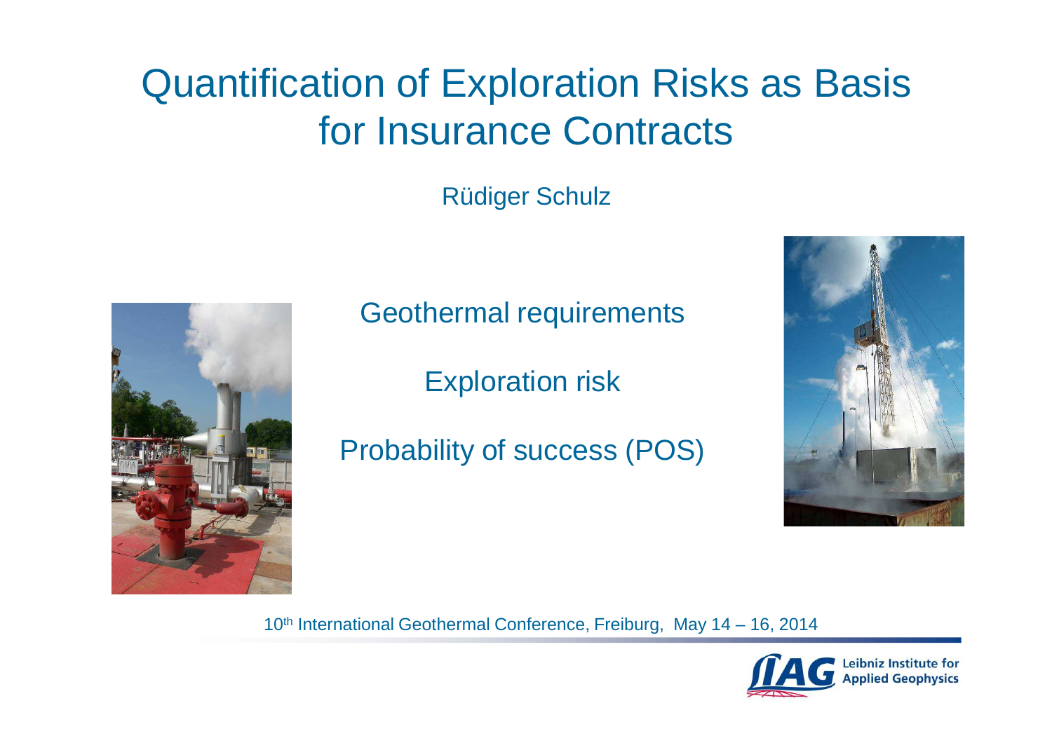# Quantification of Exploration Risks as Basis for Insurance Contracts

Rüdiger Schulz

Geothermal requirements

Exploration risk

Probability of success (POS)

10th International Geothermal Conference, Freiburg, May 14 – 16, 2014

Leibniz Institute for Applied Geophysics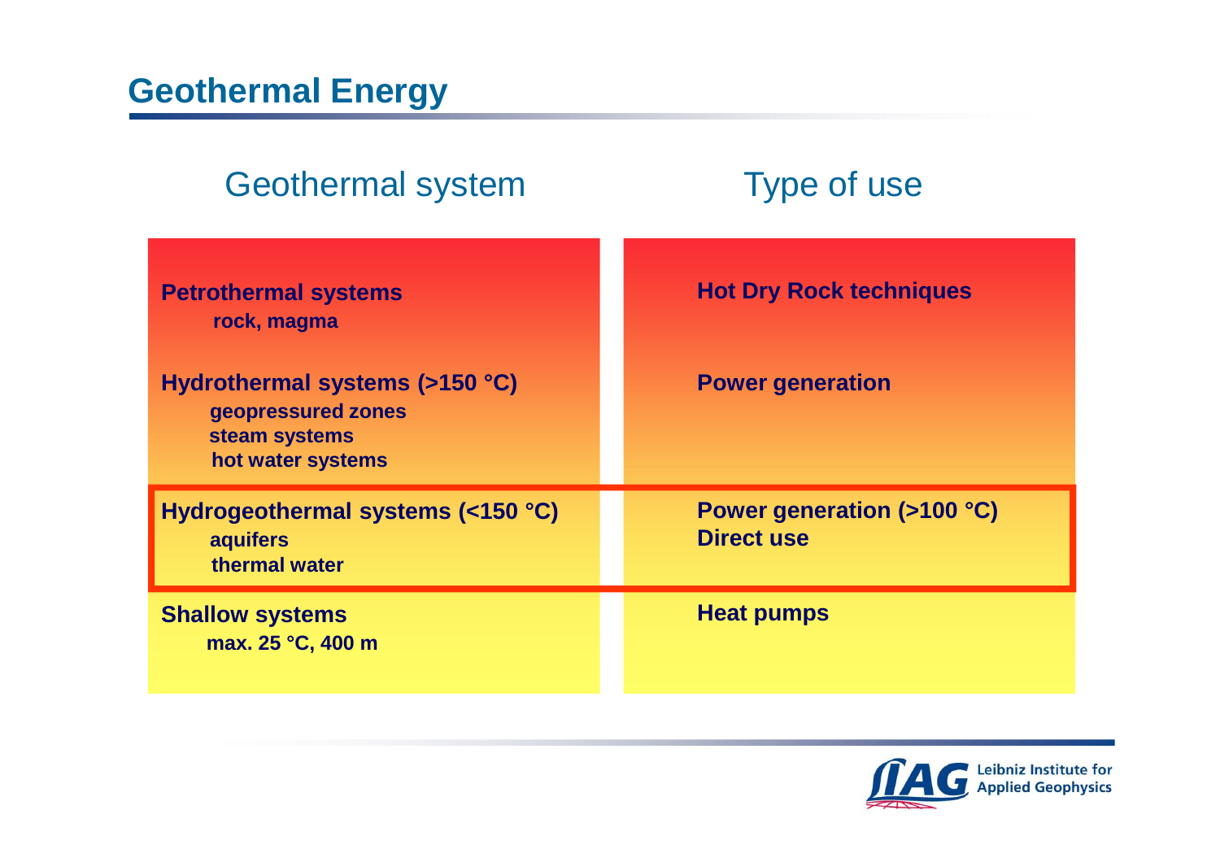# Geothermal Energy

| Geothermal system | Type of use |
|---|---|
| **Petrothermal systems**<br>**rock, magma** | **Hot Dry Rock techniques** |
| **Hydrothermal systems (>150 °C)**<br>**geopressured zones**<br>**steam systems**<br>**hot water systems** | **Power generation** |
| **Hydrogeothermal systems (<150 °C)**<br>**aquifers**<br>**thermal water** | **Power generation (>100 °C)**<br>**Direct use** |
| **Shallow systems**<br>**max. 25 °C, 400 m** | **Heat pumps** |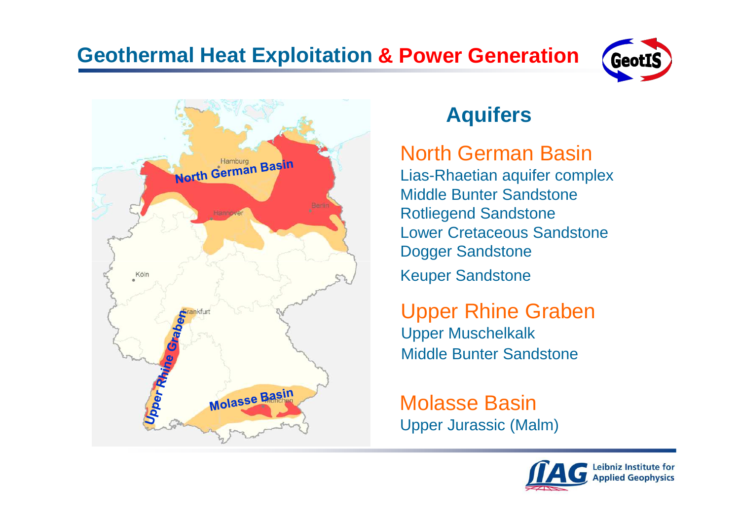# Geothermal Heat Exploitation & Power Generation

## Aquifers

### North German Basin

- Lias-Rhaetian aquifer complex
- Middle Bunter Sandstone
- Rotliegend Sandstone
- Lower Cretaceous Sandstone
- Dogger Sandstone
- Keuper Sandstone

### Upper Rhine Graben

- Upper Muschelkalk
- Middle Bunter Sandstone

### Molasse Basin

- Upper Jurassic (Malm)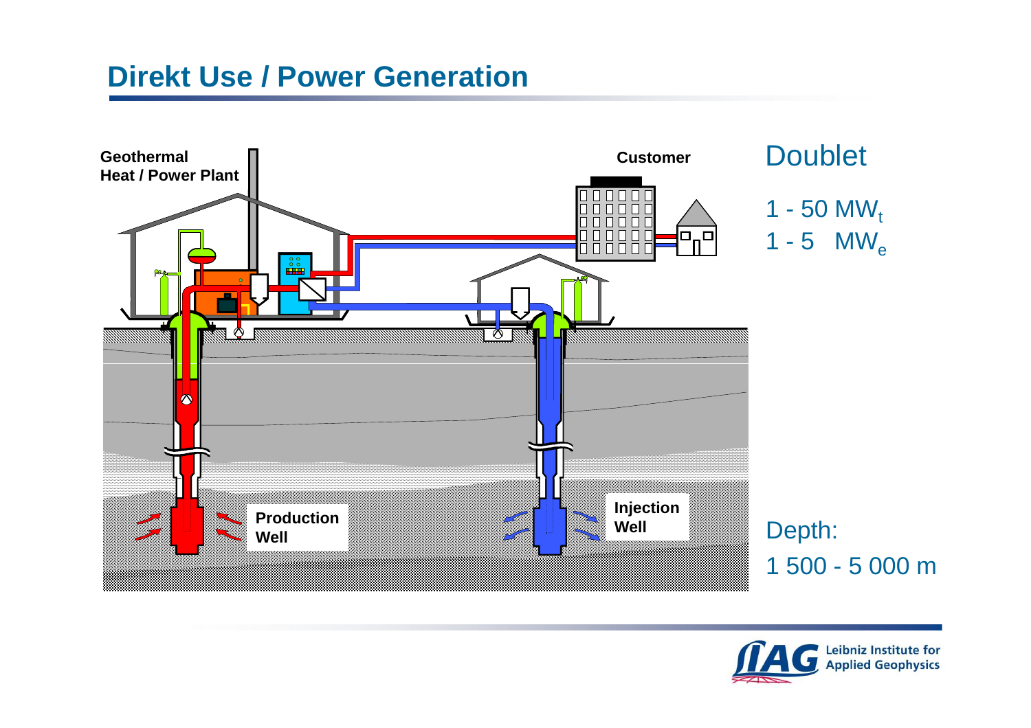# Direkt Use / Power Generation

Geothermal Heat / Power Plant

Customer

Production Well

Injection Well

## Doublet

1 - 50 $MW_t$

1 - 5 $MW_e$

Depth:

1 500 - 5 000 m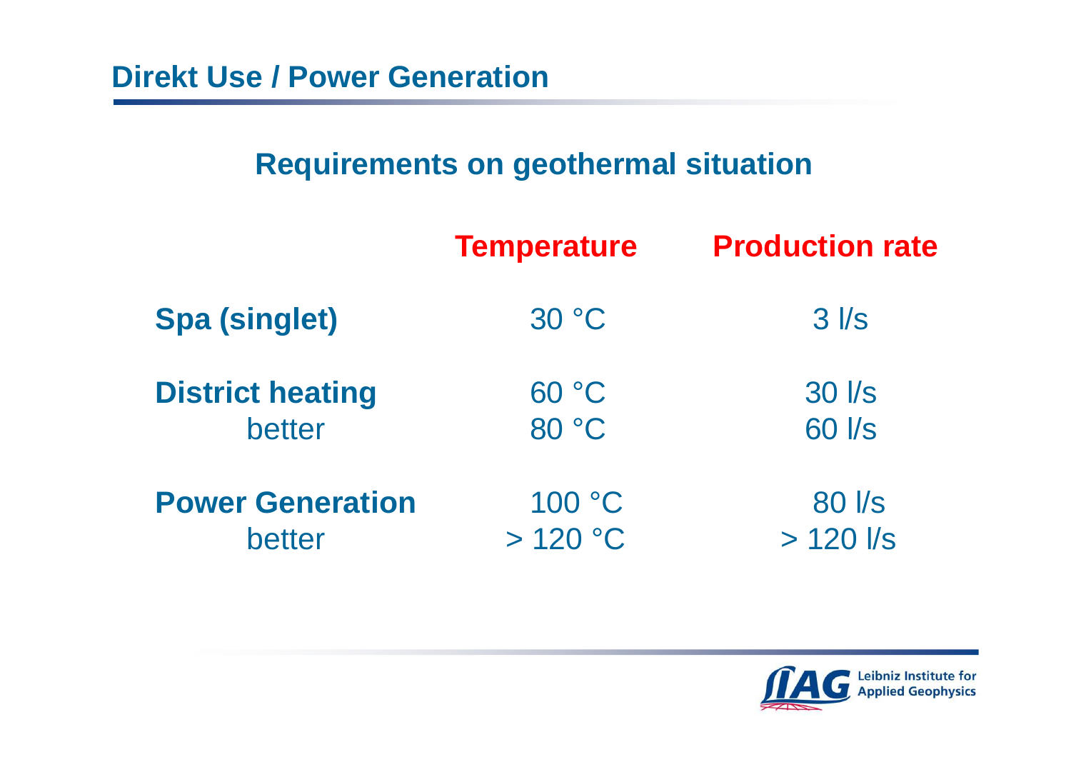# Direkt Use / Power Generation

## Requirements on geothermal situation

| | Temperature | Production rate |
|---|---|---|
| **Spa (singlet)** | 30 °C | 3 l/s |
| **District heating** | 60 °C | 30 l/s |
| better | 80 °C | 60 l/s |
| **Power Generation** | 100 °C | 80 l/s |
| better | > 120 °C | > 120 l/s |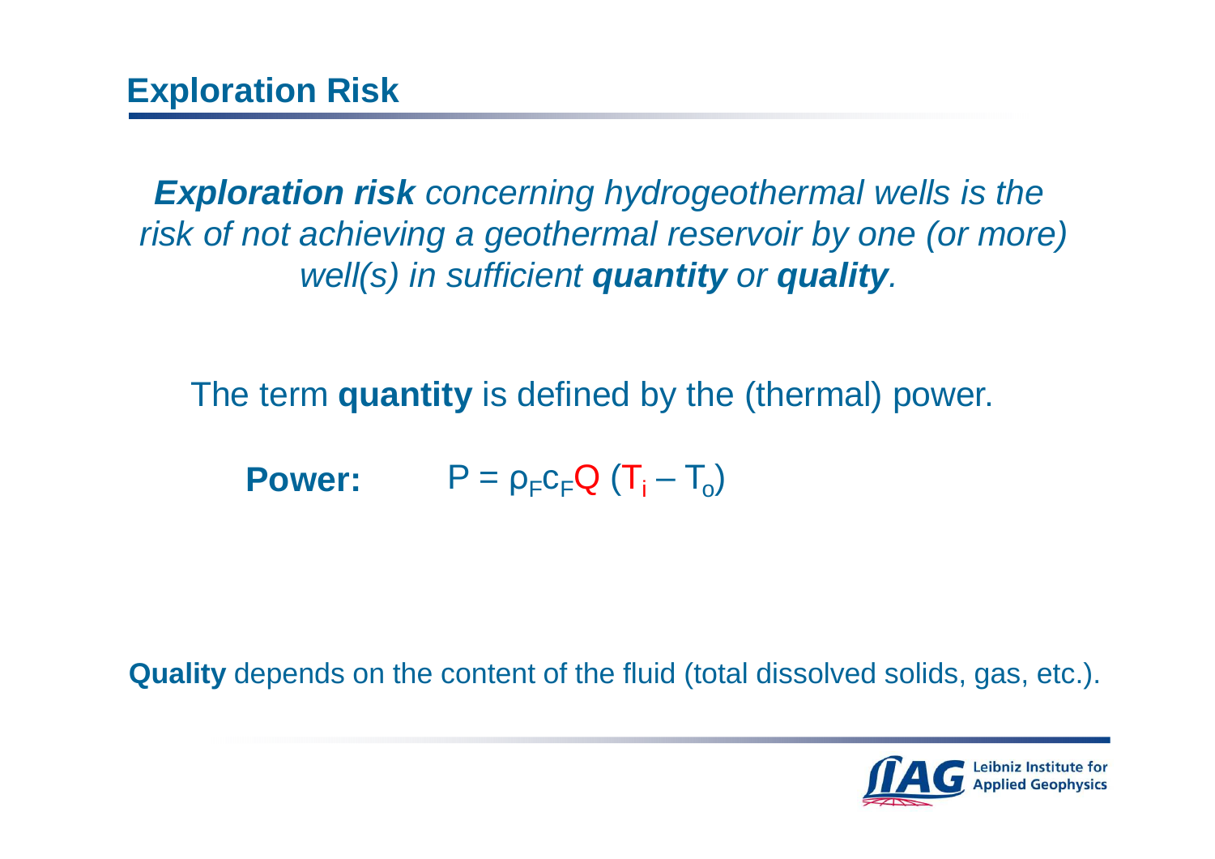# Exploration Risk

***Exploration risk*** *concerning hydrogeothermal wells is the risk of not achieving a geothermal reservoir by one (or more) well(s) in sufficient* ***quantity*** *or* ***quality****.*

The term **quantity** is defined by the (thermal) power.

**Power:** $P = \rho_F c_F Q \, (T_i - T_o)$

**Quality** depends on the content of the fluid (total dissolved solids, gas, etc.).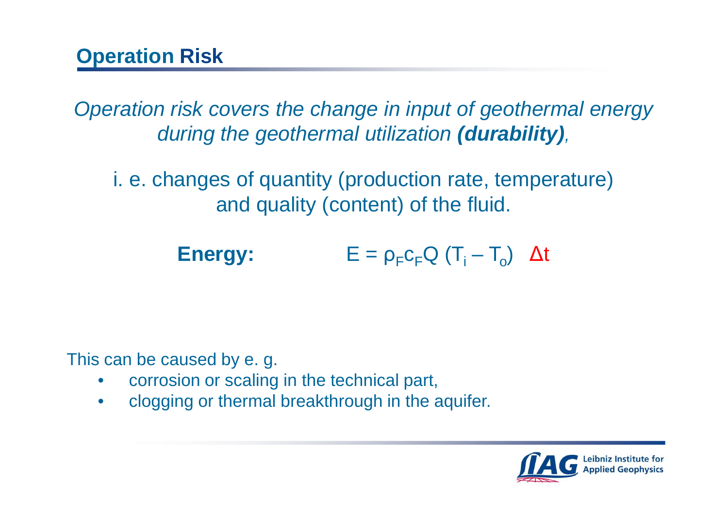## Operation Risk

*Operation risk covers the change in input of geothermal energy during the geothermal utilization **(durability)**,*

i. e. changes of quantity (production rate, temperature) and quality (content) of the fluid.

**Energy:** $E = \rho_F c_F Q \,(T_i - T_o) \quad \Delta t$

This can be caused by e. g.

- corrosion or scaling in the technical part,
- clogging or thermal breakthrough in the aquifer.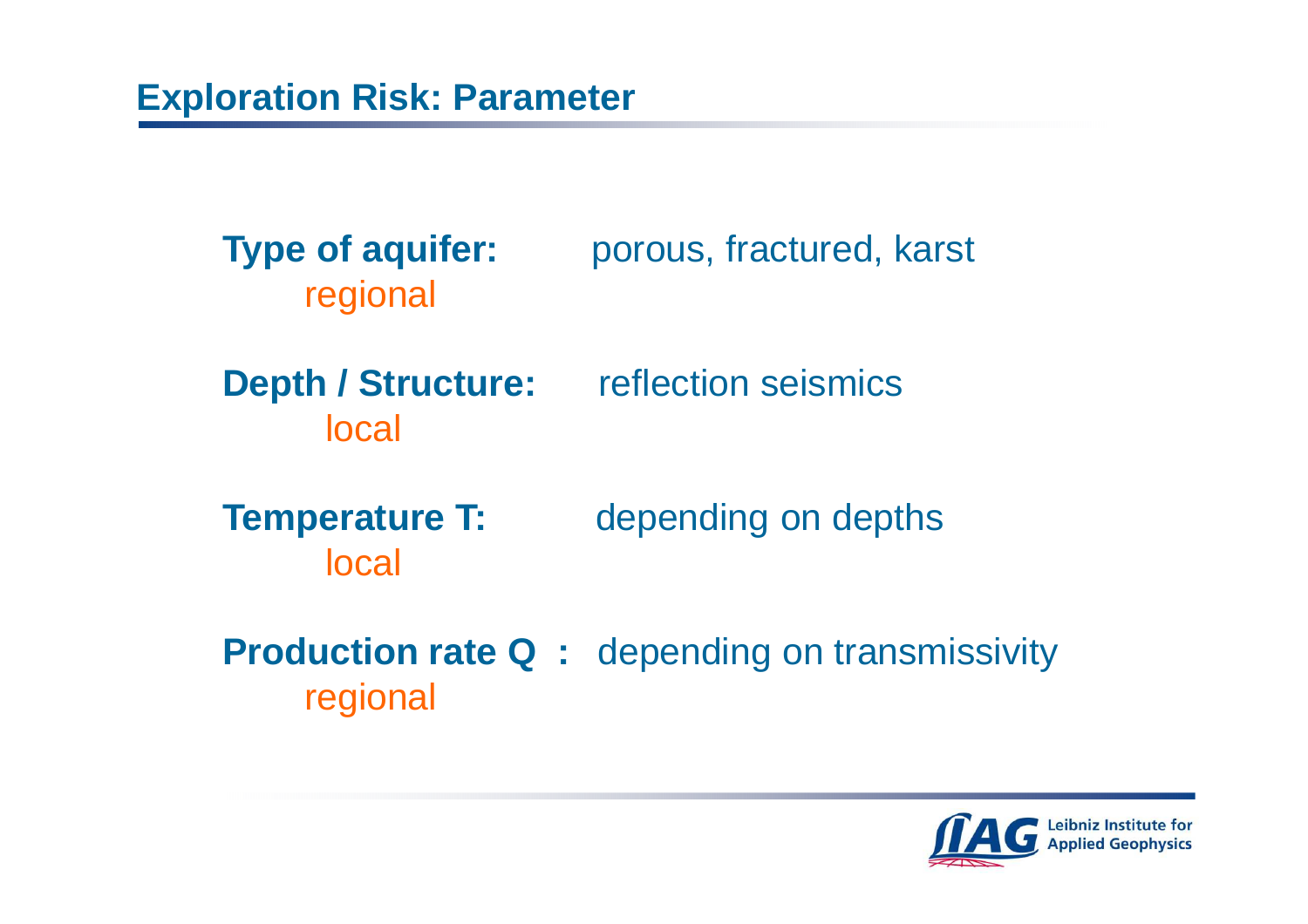## Exploration Risk: Parameter

**Type of aquifer:** porous, fractured, karst
regional

**Depth / Structure:** reflection seismics
local

**Temperature T:** depending on depths
local

**Production rate Q :** depending on transmissivity
regional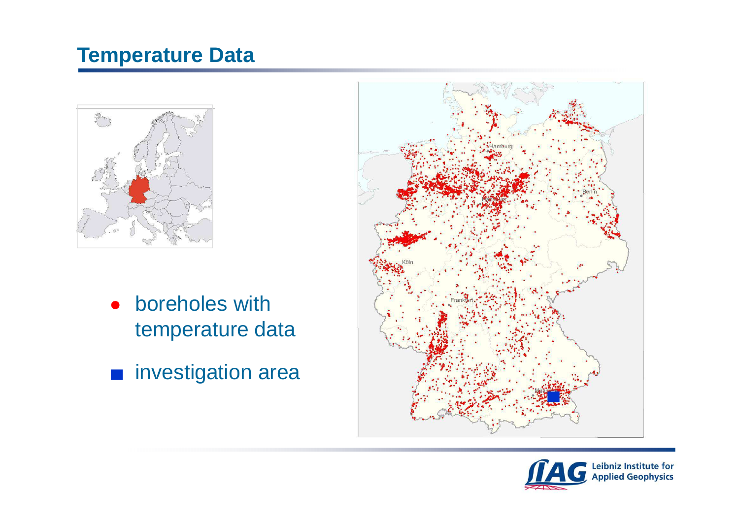## Temperature Data

- boreholes with temperature data
- investigation area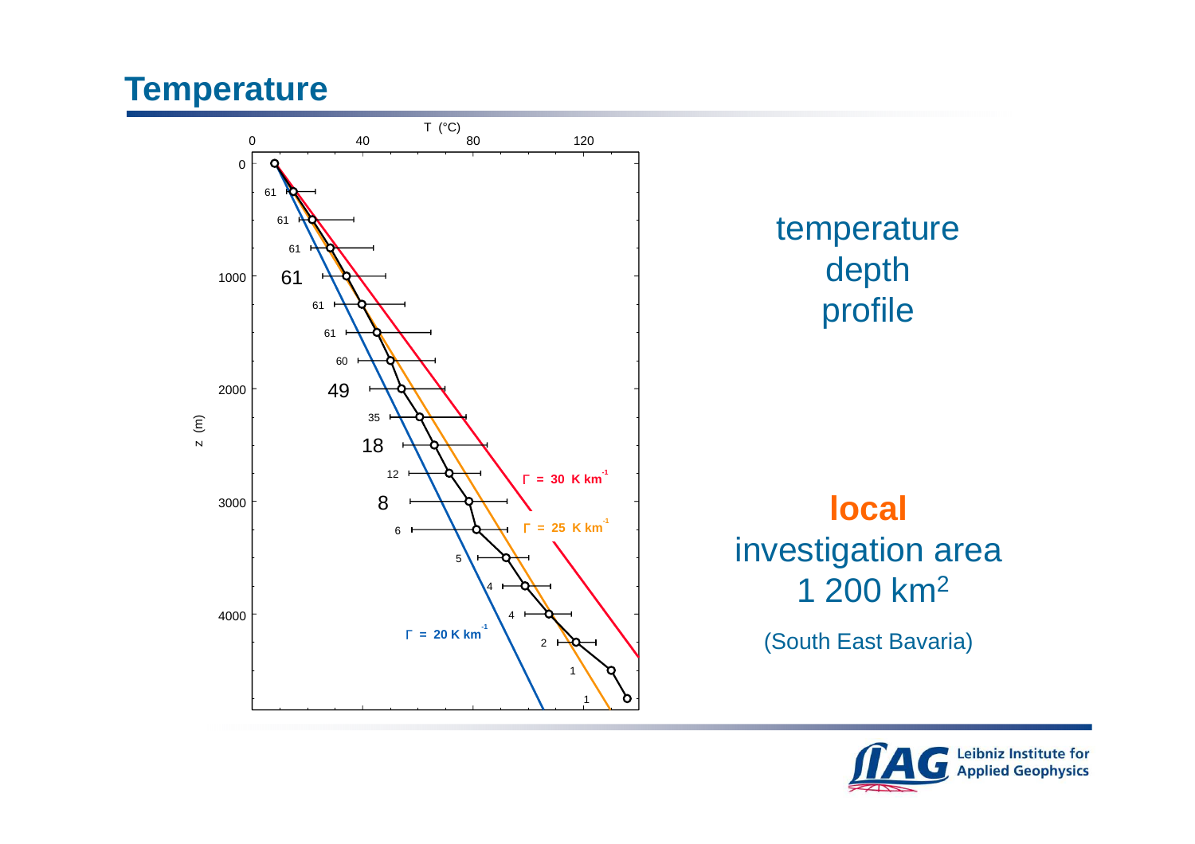# Temperature

temperature
depth
profile

**local**
investigation area
1 200 $km^2$

(South East Bavaria)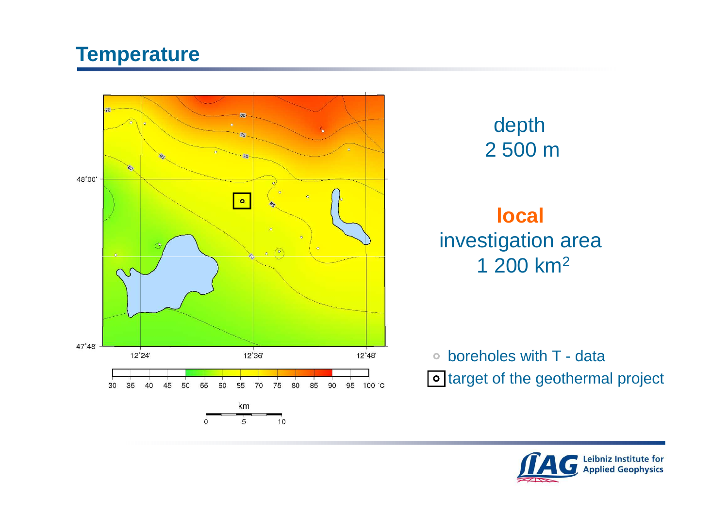# Temperature

depth
2 500 m

**local**
investigation area
1 200 km$^2$

- boreholes with T - data
- target of the geothermal project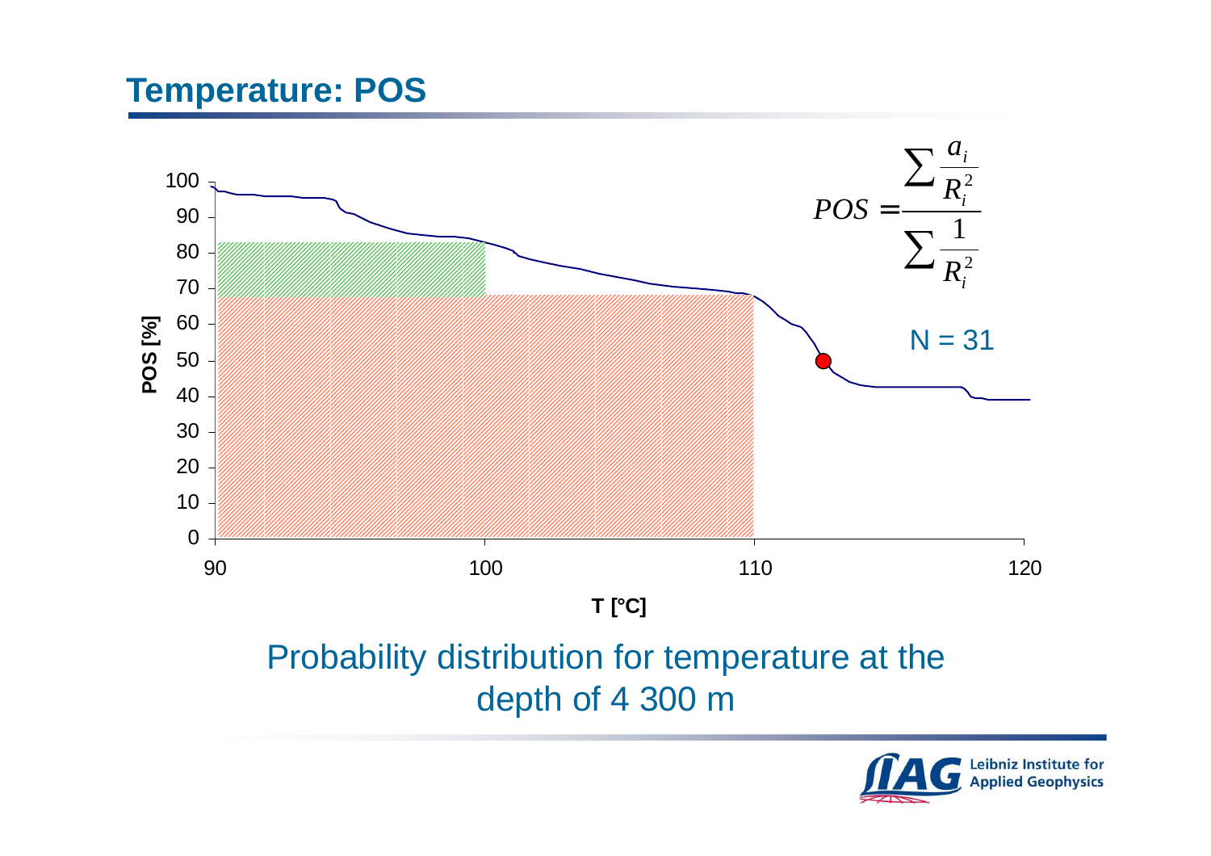# Temperature: POS

$$POS = \frac{\sum \frac{a_i}{R_i^2}}{\sum \frac{1}{R_i^2}}$$

N = 31

Probability distribution for temperature at the depth of 4 300 m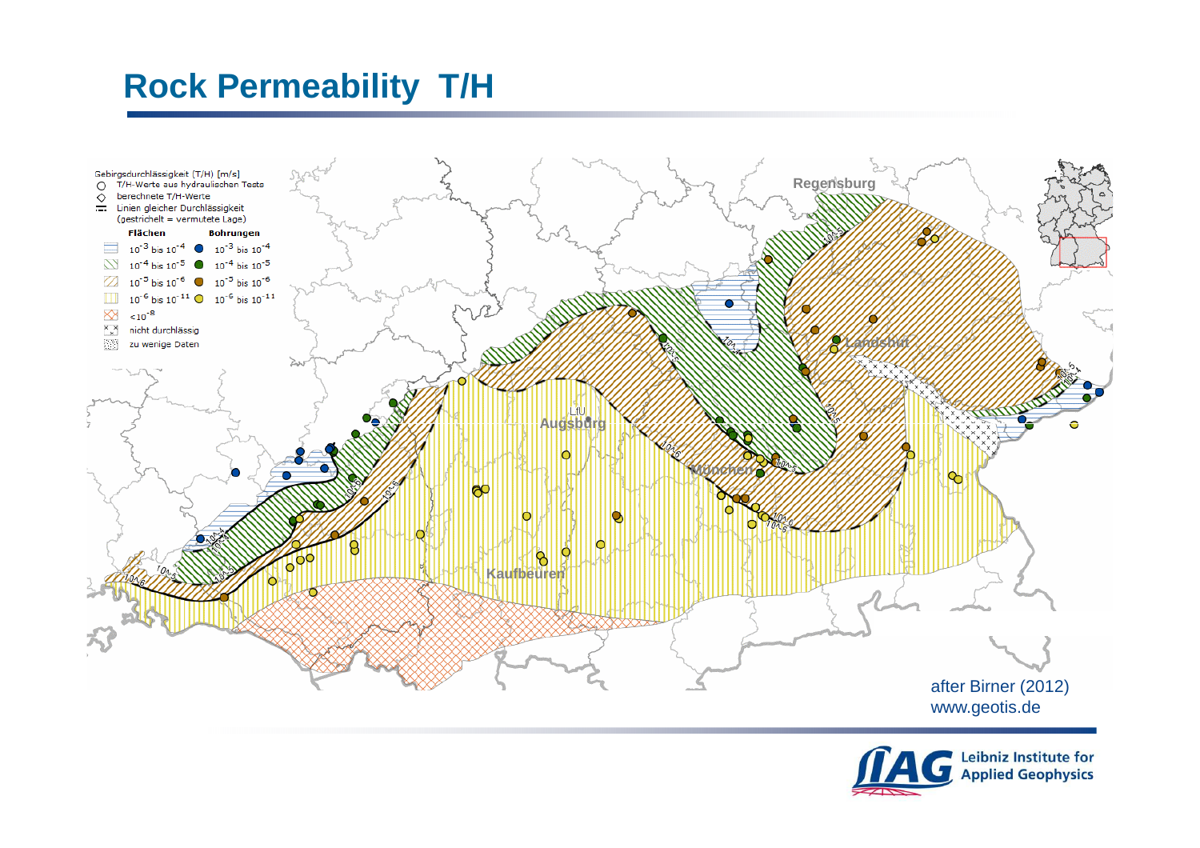# Rock Permeability T/H

Gebirgsdurchlässigkeit (T/H) [m/s]

- T/H-Werte aus hydraulischen Tests
- berechnete T/H-Werte
- Linien gleicher Durchlässigkeit (gestrichelt = vermutete Lage)

| Flächen | Bohrungen |
|---|---|
| $10^{-3}$ bis $10^{-4}$ | $10^{-3}$ bis $10^{-4}$ |
| $10^{-4}$ bis $10^{-5}$ | $10^{-4}$ bis $10^{-5}$ |
| $10^{-5}$ bis $10^{-6}$ | $10^{-5}$ bis $10^{-6}$ |
| $10^{-6}$ bis $10^{-11}$ | $10^{-6}$ bis $10^{-11}$ |
| $<10^{-8}$ | |
| nicht durchlässig | |
| zu wenige Daten | |

Regensburg, Landshut, Augsburg, LfU, München, Kaufbeuren

after Birner (2012)
www.geotis.de

Leibniz Institute for Applied Geophysics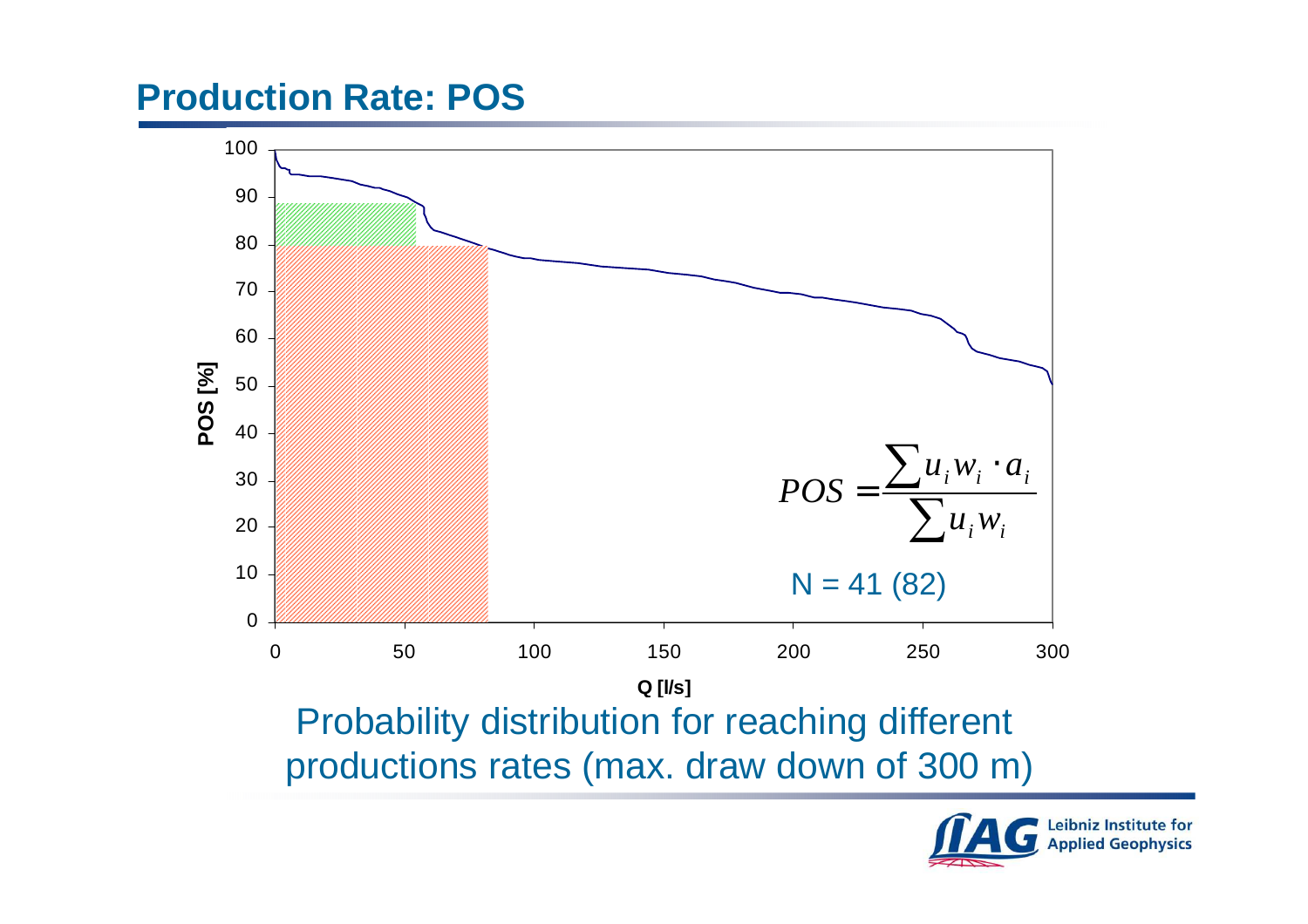## Production Rate: POS

$$POS = \frac{\sum u_i w_i \cdot a_i}{\sum u_i w_i}$$

N = 41 (82)

POS [%]

Q [l/s]

Probability distribution for reaching different productions rates (max. draw down of 300 m)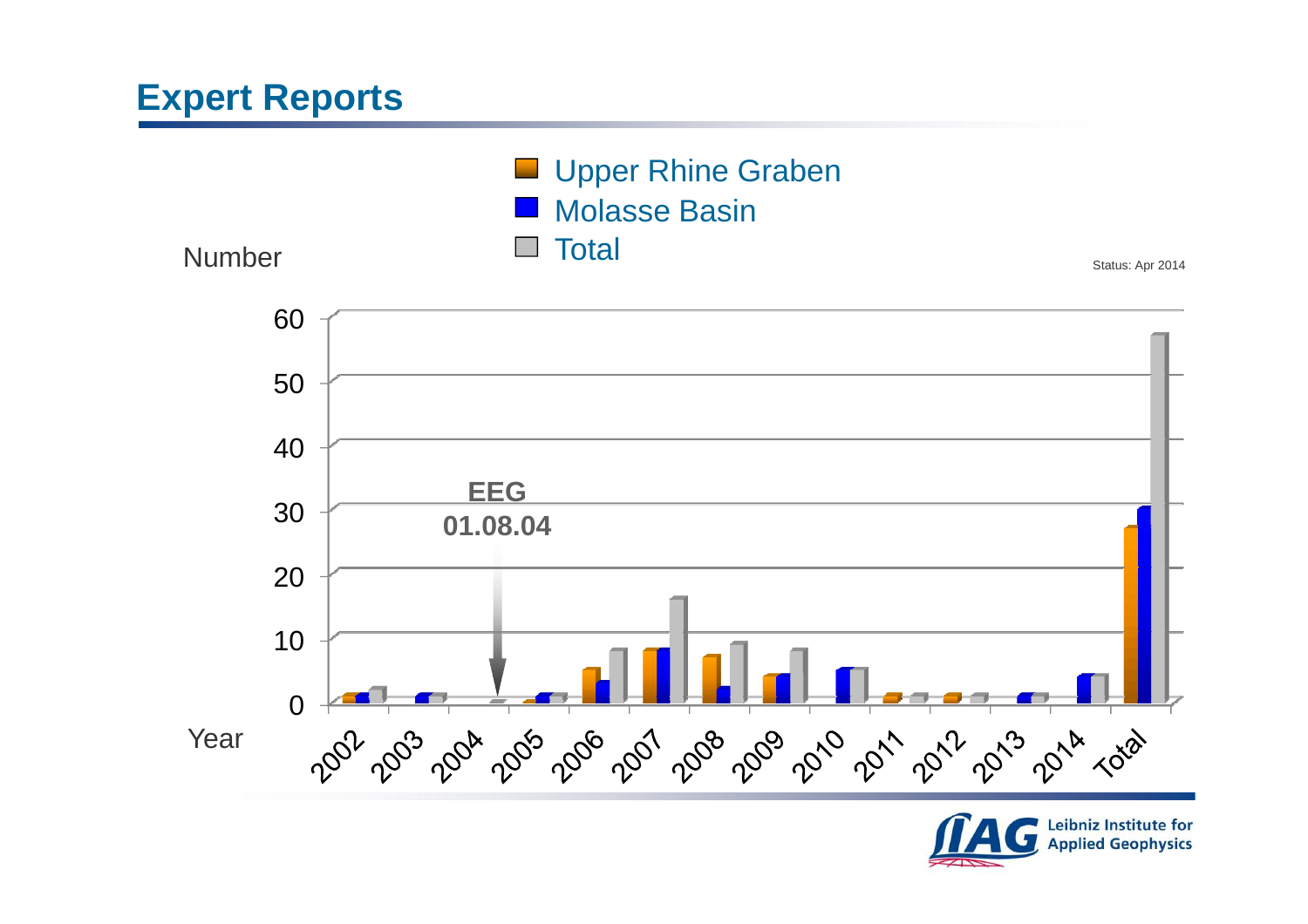# Expert Reports

Upper Rhine Graben
Molasse Basin
Total

Number

Status: Apr 2014

EEG
01.08.04

Year

| Year | Upper Rhine Graben | Molasse Basin | Total |
|---|---|---|---|
| 2002 | 1 | 1 | 2 |
| 2003 | 0 | 1 | 1 |
| 2004 | 0 | 0 | 0 |
| 2005 | 0 | 1 | 1 |
| 2006 | 5 | 3 | 8 |
| 2007 | 8 | 8 | 16 |
| 2008 | 7 | 2 | 9 |
| 2009 | 4 | 4 | 8 |
| 2010 | 0 | 5 | 5 |
| 2011 | 1 | 0 | 1 |
| 2012 | 1 | 0 | 1 |
| 2013 | 0 | 1 | 1 |
| 2014 | 0 | 4 | 4 |
| Total | 27 | 30 | 57 |

Leibniz Institute for Applied Geophysics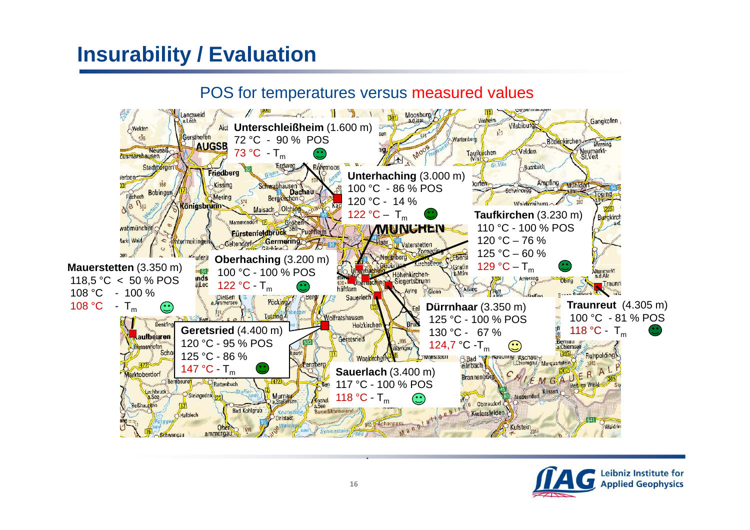# Insurability / Evaluation

## POS for temperatures versus measured values

**Unterschleißheim** (1.600 m)
72 °C - 90 % POS
73 °C - $T_m$

**Unterhaching** (3.000 m)
100 °C - 86 % POS
120 °C - 14 %
122 °C – $T_m$

**Taufkirchen** (3.230 m)
110 °C - 100 % POS
120 °C – 76 %
125 °C – 60 %
129 °C – $T_m$

**Mauerstetten** (3.350 m)
118,5 °C < 50 % POS
108 °C - 100 %
108 °C - $T_m$

**Oberhaching** (3.200 m)
100 °C - 100 % POS
122 °C - $T_m$

**Dürrnhaar** (3.350 m)
125 °C - 100 % POS
130 °C - 67 %
124,7 °C -$T_m$

**Traunreut** (4.305 m)
100 °C - 81 % POS
118 °C - $T_m$

**Geretsried** (4.400 m)
120 °C - 95 % POS
125 °C - 86 %
147 °C - $T_m$

**Sauerlach** (3.400 m)
117 °C - 100 % POS
118 °C - $T_m$

Leibniz Institute for Applied Geophysics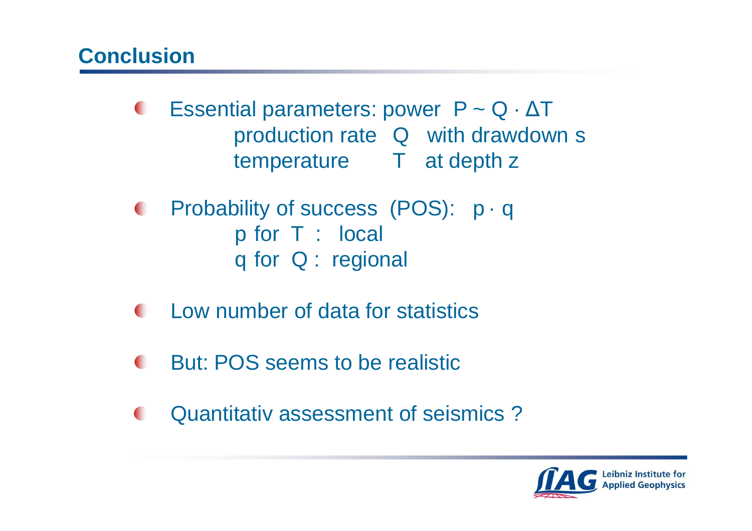## Conclusion

- Essential parameters: power $P \sim Q \cdot \Delta T$
  - production rate $Q$ with drawdown $s$
  - temperature $T$ at depth $z$
- Probability of success (POS): $p \cdot q$
  - $p$ for $T$ : local
  - $q$ for $Q$ : regional
- Low number of data for statistics
- But: POS seems to be realistic
- Quantitativ assessment of seismics ?

LIAG Leibniz Institute for Applied Geophysics